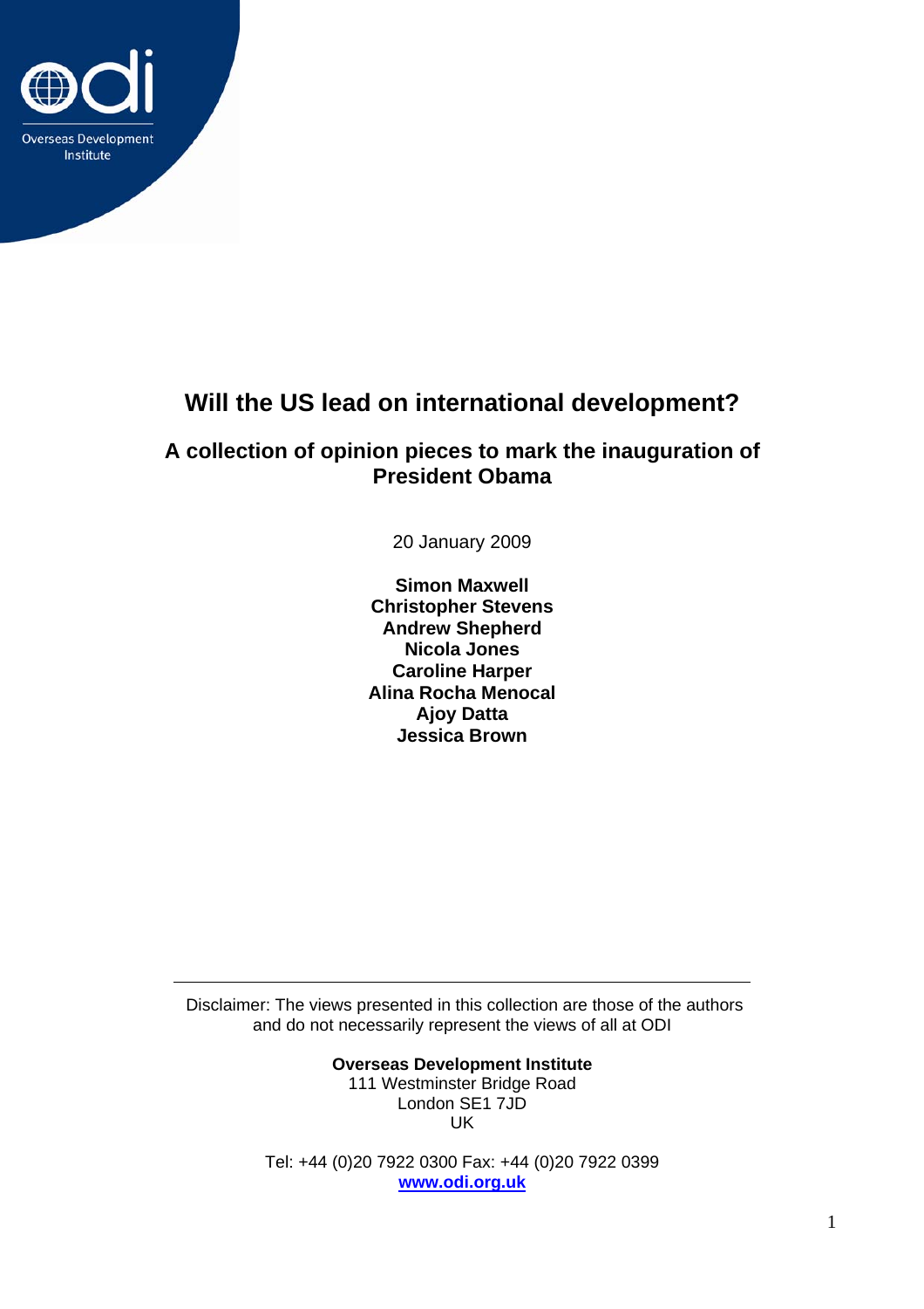Overseas Development Institute

# Will the US lead on international development?

## A collection of opinion pieces to mark the inauguration of President Obama

20 January 2009

**Simon Maxwell**
**Christopher Stevens**
**Andrew Shepherd**
**Nicola Jones**
**Caroline Harper**
**Alina Rocha Menocal**
**Ajoy Datta**
**Jessica Brown**

---

Disclaimer: The views presented in this collection are those of the authors and do not necessarily represent the views of all at ODI

**Overseas Development Institute**
111 Westminster Bridge Road
London SE1 7JD
UK

Tel: +44 (0)20 7922 0300 Fax: +44 (0)20 7922 0399
**www.odi.org.uk**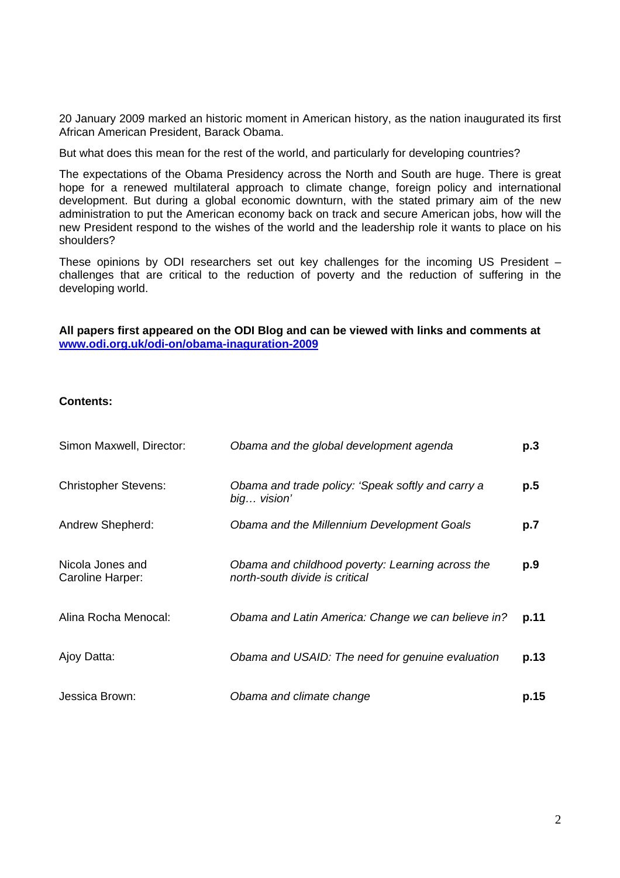20 January 2009 marked an historic moment in American history, as the nation inaugurated its first African American President, Barack Obama.

But what does this mean for the rest of the world, and particularly for developing countries?

The expectations of the Obama Presidency across the North and South are huge. There is great hope for a renewed multilateral approach to climate change, foreign policy and international development. But during a global economic downturn, with the stated primary aim of the new administration to put the American economy back on track and secure American jobs, how will the new President respond to the wishes of the world and the leadership role it wants to place on his shoulders?

These opinions by ODI researchers set out key challenges for the incoming US President – challenges that are critical to the reduction of poverty and the reduction of suffering in the developing world.

**All papers first appeared on the ODI Blog and can be viewed with links and comments at [www.odi.org.uk/odi-on/obama-inaguration-2009](www.odi.org.uk/odi-on/obama-inaguration-2009)**

**Contents:**

| | | |
|---|---|---|
| Simon Maxwell, Director: | *Obama and the global development agenda* | **p.3** |
| Christopher Stevens: | *Obama and trade policy: 'Speak softly and carry a big… vision'* | **p.5** |
| Andrew Shepherd: | *Obama and the Millennium Development Goals* | **p.7** |
| Nicola Jones and Caroline Harper: | *Obama and childhood poverty: Learning across the north-south divide is critical* | **p.9** |
| Alina Rocha Menocal: | *Obama and Latin America: Change we can believe in?* | **p.11** |
| Ajoy Datta: | *Obama and USAID: The need for genuine evaluation* | **p.13** |
| Jessica Brown: | *Obama and climate change* | **p.15** |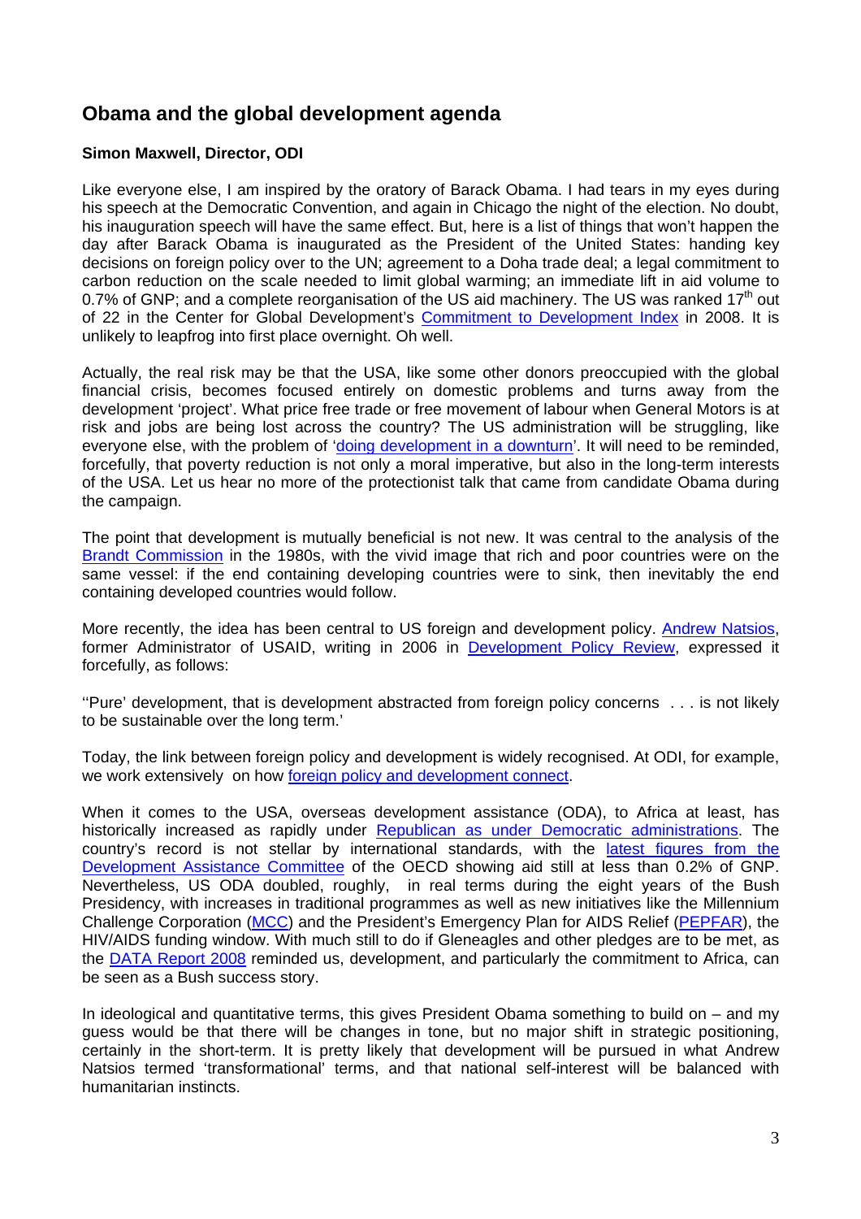## Obama and the global development agenda

**Simon Maxwell, Director, ODI**

Like everyone else, I am inspired by the oratory of Barack Obama. I had tears in my eyes during his speech at the Democratic Convention, and again in Chicago the night of the election. No doubt, his inauguration speech will have the same effect. But, here is a list of things that won't happen the day after Barack Obama is inaugurated as the President of the United States: handing key decisions on foreign policy over to the UN; agreement to a Doha trade deal; a legal commitment to carbon reduction on the scale needed to limit global warming; an immediate lift in aid volume to 0.7% of GNP; and a complete reorganisation of the US aid machinery. The US was ranked 17th out of 22 in the Center for Global Development's Commitment to Development Index in 2008. It is unlikely to leapfrog into first place overnight. Oh well.

Actually, the real risk may be that the USA, like some other donors preoccupied with the global financial crisis, becomes focused entirely on domestic problems and turns away from the development 'project'. What price free trade or free movement of labour when General Motors is at risk and jobs are being lost across the country? The US administration will be struggling, like everyone else, with the problem of 'doing development in a downturn'. It will need to be reminded, forcefully, that poverty reduction is not only a moral imperative, but also in the long-term interests of the USA. Let us hear no more of the protectionist talk that came from candidate Obama during the campaign.

The point that development is mutually beneficial is not new. It was central to the analysis of the Brandt Commission in the 1980s, with the vivid image that rich and poor countries were on the same vessel: if the end containing developing countries were to sink, then inevitably the end containing developed countries would follow.

More recently, the idea has been central to US foreign and development policy. Andrew Natsios, former Administrator of USAID, writing in 2006 in Development Policy Review, expressed it forcefully, as follows:

''Pure' development, that is development abstracted from foreign policy concerns . . . is not likely to be sustainable over the long term.'

Today, the link between foreign policy and development is widely recognised. At ODI, for example, we work extensively on how foreign policy and development connect.

When it comes to the USA, overseas development assistance (ODA), to Africa at least, has historically increased as rapidly under Republican as under Democratic administrations. The country's record is not stellar by international standards, with the latest figures from the Development Assistance Committee of the OECD showing aid still at less than 0.2% of GNP. Nevertheless, US ODA doubled, roughly, in real terms during the eight years of the Bush Presidency, with increases in traditional programmes as well as new initiatives like the Millennium Challenge Corporation (MCC) and the President's Emergency Plan for AIDS Relief (PEPFAR), the HIV/AIDS funding window. With much still to do if Gleneagles and other pledges are to be met, as the DATA Report 2008 reminded us, development, and particularly the commitment to Africa, can be seen as a Bush success story.

In ideological and quantitative terms, this gives President Obama something to build on – and my guess would be that there will be changes in tone, but no major shift in strategic positioning, certainly in the short-term. It is pretty likely that development will be pursued in what Andrew Natsios termed 'transformational' terms, and that national self-interest will be balanced with humanitarian instincts.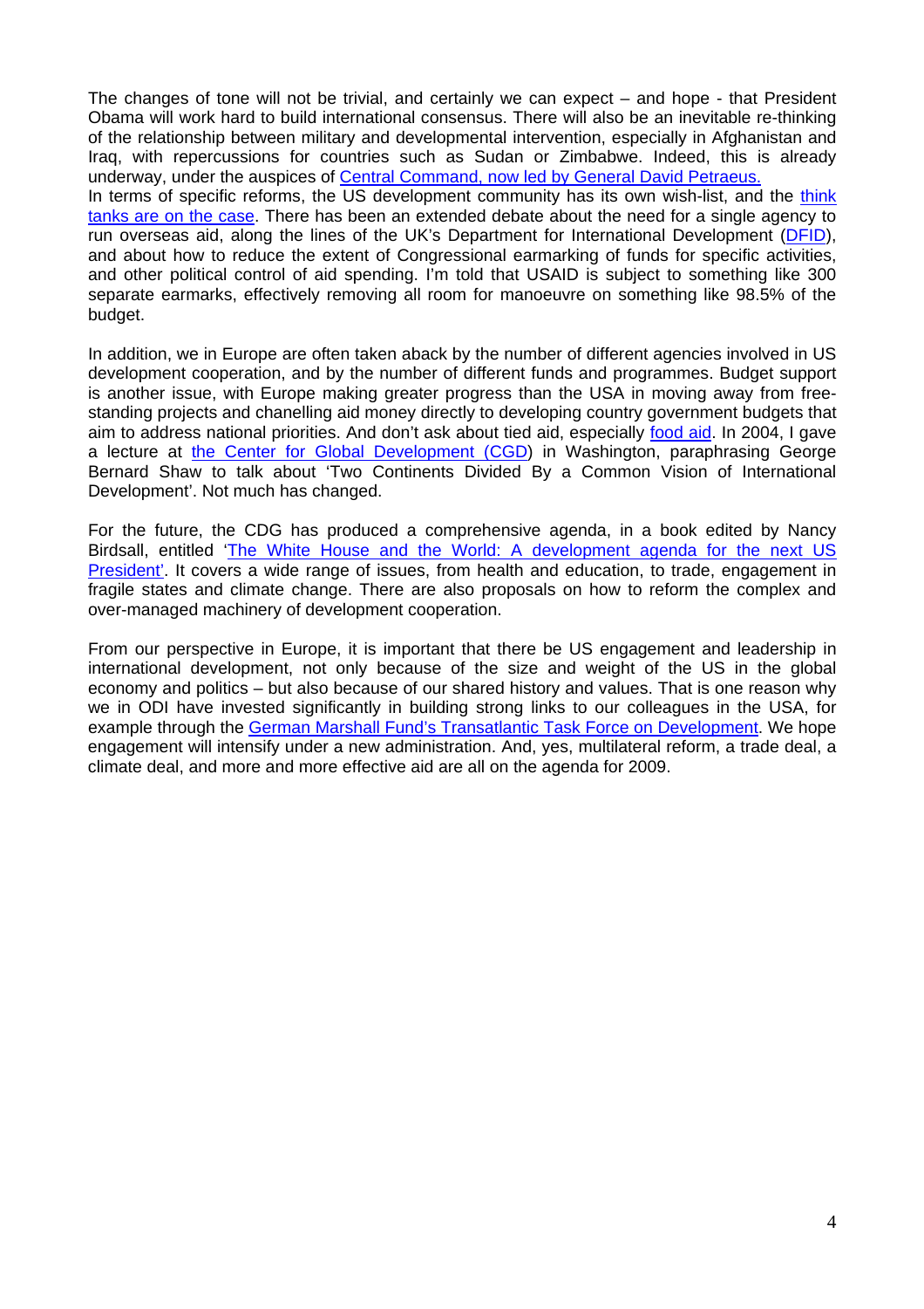The changes of tone will not be trivial, and certainly we can expect – and hope - that President Obama will work hard to build international consensus. There will also be an inevitable re-thinking of the relationship between military and developmental intervention, especially in Afghanistan and Iraq, with repercussions for countries such as Sudan or Zimbabwe. Indeed, this is already underway, under the auspices of Central Command, now led by General David Petraeus.
In terms of specific reforms, the US development community has its own wish-list, and the think tanks are on the case. There has been an extended debate about the need for a single agency to run overseas aid, along the lines of the UK's Department for International Development (DFID), and about how to reduce the extent of Congressional earmarking of funds for specific activities, and other political control of aid spending. I'm told that USAID is subject to something like 300 separate earmarks, effectively removing all room for manoeuvre on something like 98.5% of the budget.

In addition, we in Europe are often taken aback by the number of different agencies involved in US development cooperation, and by the number of different funds and programmes. Budget support is another issue, with Europe making greater progress than the USA in moving away from free-standing projects and chanelling aid money directly to developing country government budgets that aim to address national priorities. And don't ask about tied aid, especially food aid. In 2004, I gave a lecture at the Center for Global Development (CGD) in Washington, paraphrasing George Bernard Shaw to talk about 'Two Continents Divided By a Common Vision of International Development'. Not much has changed.

For the future, the CDG has produced a comprehensive agenda, in a book edited by Nancy Birdsall, entitled 'The White House and the World: A development agenda for the next US President'. It covers a wide range of issues, from health and education, to trade, engagement in fragile states and climate change. There are also proposals on how to reform the complex and over-managed machinery of development cooperation.

From our perspective in Europe, it is important that there be US engagement and leadership in international development, not only because of the size and weight of the US in the global economy and politics – but also because of our shared history and values. That is one reason why we in ODI have invested significantly in building strong links to our colleagues in the USA, for example through the German Marshall Fund's Transatlantic Task Force on Development. We hope engagement will intensify under a new administration. And, yes, multilateral reform, a trade deal, a climate deal, and more and more effective aid are all on the agenda for 2009.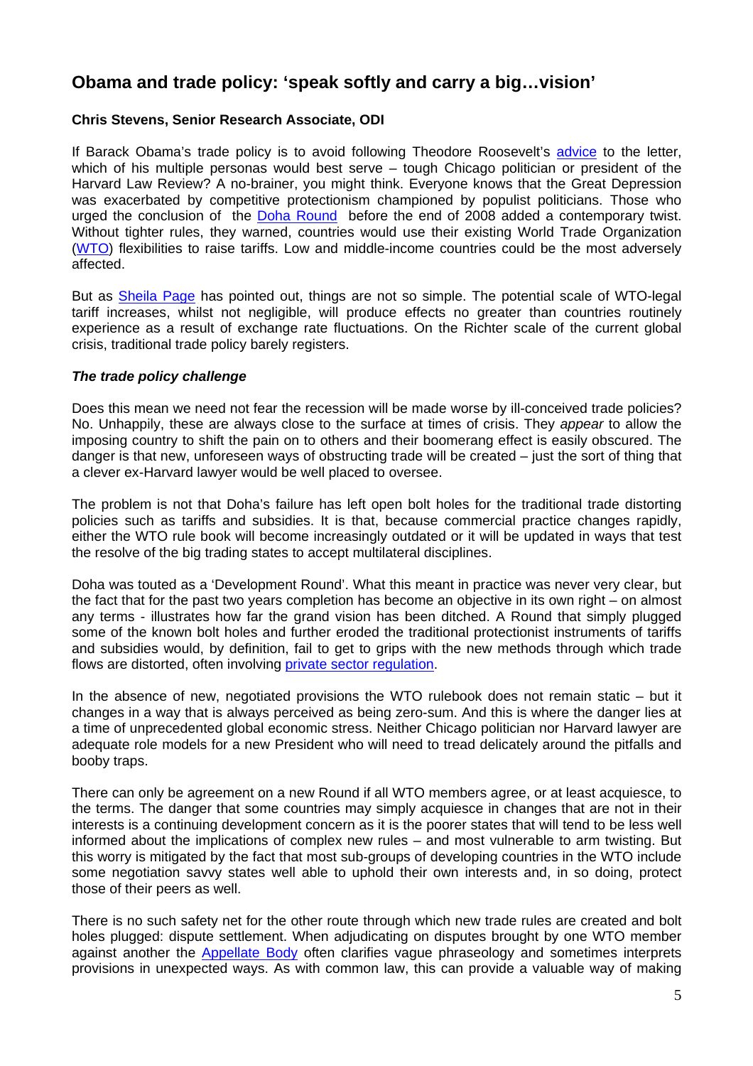## Obama and trade policy: 'speak softly and carry a big…vision'

**Chris Stevens, Senior Research Associate, ODI**

If Barack Obama's trade policy is to avoid following Theodore Roosevelt's advice to the letter, which of his multiple personas would best serve – tough Chicago politician or president of the Harvard Law Review? A no-brainer, you might think. Everyone knows that the Great Depression was exacerbated by competitive protectionism championed by populist politicians. Those who urged the conclusion of the Doha Round before the end of 2008 added a contemporary twist. Without tighter rules, they warned, countries would use their existing World Trade Organization (WTO) flexibilities to raise tariffs. Low and middle-income countries could be the most adversely affected.

But as Sheila Page has pointed out, things are not so simple. The potential scale of WTO-legal tariff increases, whilst not negligible, will produce effects no greater than countries routinely experience as a result of exchange rate fluctuations. On the Richter scale of the current global crisis, traditional trade policy barely registers.

### *The trade policy challenge*

Does this mean we need not fear the recession will be made worse by ill-conceived trade policies? No. Unhappily, these are always close to the surface at times of crisis. They *appear* to allow the imposing country to shift the pain on to others and their boomerang effect is easily obscured. The danger is that new, unforeseen ways of obstructing trade will be created – just the sort of thing that a clever ex-Harvard lawyer would be well placed to oversee.

The problem is not that Doha's failure has left open bolt holes for the traditional trade distorting policies such as tariffs and subsidies. It is that, because commercial practice changes rapidly, either the WTO rule book will become increasingly outdated or it will be updated in ways that test the resolve of the big trading states to accept multilateral disciplines.

Doha was touted as a 'Development Round'. What this meant in practice was never very clear, but the fact that for the past two years completion has become an objective in its own right – on almost any terms - illustrates how far the grand vision has been ditched. A Round that simply plugged some of the known bolt holes and further eroded the traditional protectionist instruments of tariffs and subsidies would, by definition, fail to get to grips with the new methods through which trade flows are distorted, often involving private sector regulation.

In the absence of new, negotiated provisions the WTO rulebook does not remain static – but it changes in a way that is always perceived as being zero-sum. And this is where the danger lies at a time of unprecedented global economic stress. Neither Chicago politician nor Harvard lawyer are adequate role models for a new President who will need to tread delicately around the pitfalls and booby traps.

There can only be agreement on a new Round if all WTO members agree, or at least acquiesce, to the terms. The danger that some countries may simply acquiesce in changes that are not in their interests is a continuing development concern as it is the poorer states that will tend to be less well informed about the implications of complex new rules – and most vulnerable to arm twisting. But this worry is mitigated by the fact that most sub-groups of developing countries in the WTO include some negotiation savvy states well able to uphold their own interests and, in so doing, protect those of their peers as well.

There is no such safety net for the other route through which new trade rules are created and bolt holes plugged: dispute settlement. When adjudicating on disputes brought by one WTO member against another the Appellate Body often clarifies vague phraseology and sometimes interprets provisions in unexpected ways. As with common law, this can provide a valuable way of making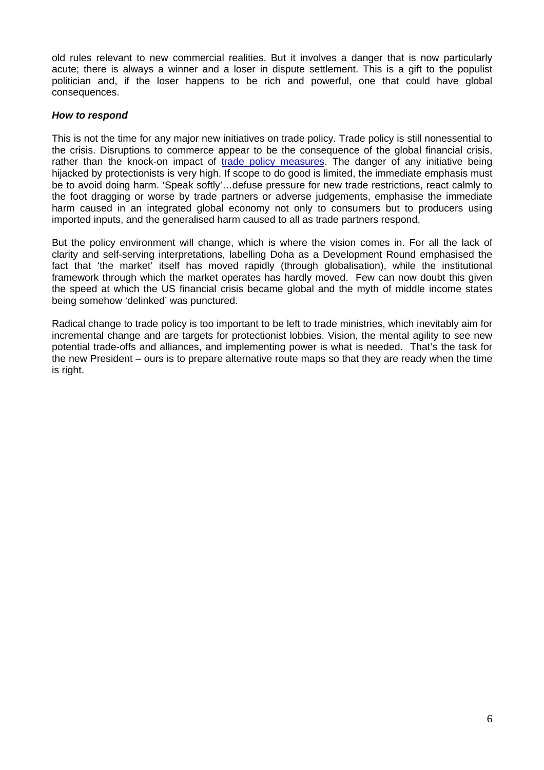old rules relevant to new commercial realities. But it involves a danger that is now particularly acute; there is always a winner and a loser in dispute settlement. This is a gift to the populist politician and, if the loser happens to be rich and powerful, one that could have global consequences.

***How to respond***

This is not the time for any major new initiatives on trade policy. Trade policy is still nonessential to the crisis. Disruptions to commerce appear to be the consequence of the global financial crisis, rather than the knock-on impact of trade policy measures. The danger of any initiative being hijacked by protectionists is very high. If scope to do good is limited, the immediate emphasis must be to avoid doing harm. 'Speak softly'…defuse pressure for new trade restrictions, react calmly to the foot dragging or worse by trade partners or adverse judgements, emphasise the immediate harm caused in an integrated global economy not only to consumers but to producers using imported inputs, and the generalised harm caused to all as trade partners respond.

But the policy environment will change, which is where the vision comes in. For all the lack of clarity and self-serving interpretations, labelling Doha as a Development Round emphasised the fact that 'the market' itself has moved rapidly (through globalisation), while the institutional framework through which the market operates has hardly moved. Few can now doubt this given the speed at which the US financial crisis became global and the myth of middle income states being somehow 'delinked' was punctured.

Radical change to trade policy is too important to be left to trade ministries, which inevitably aim for incremental change and are targets for protectionist lobbies. Vision, the mental agility to see new potential trade-offs and alliances, and implementing power is what is needed. That's the task for the new President – ours is to prepare alternative route maps so that they are ready when the time is right.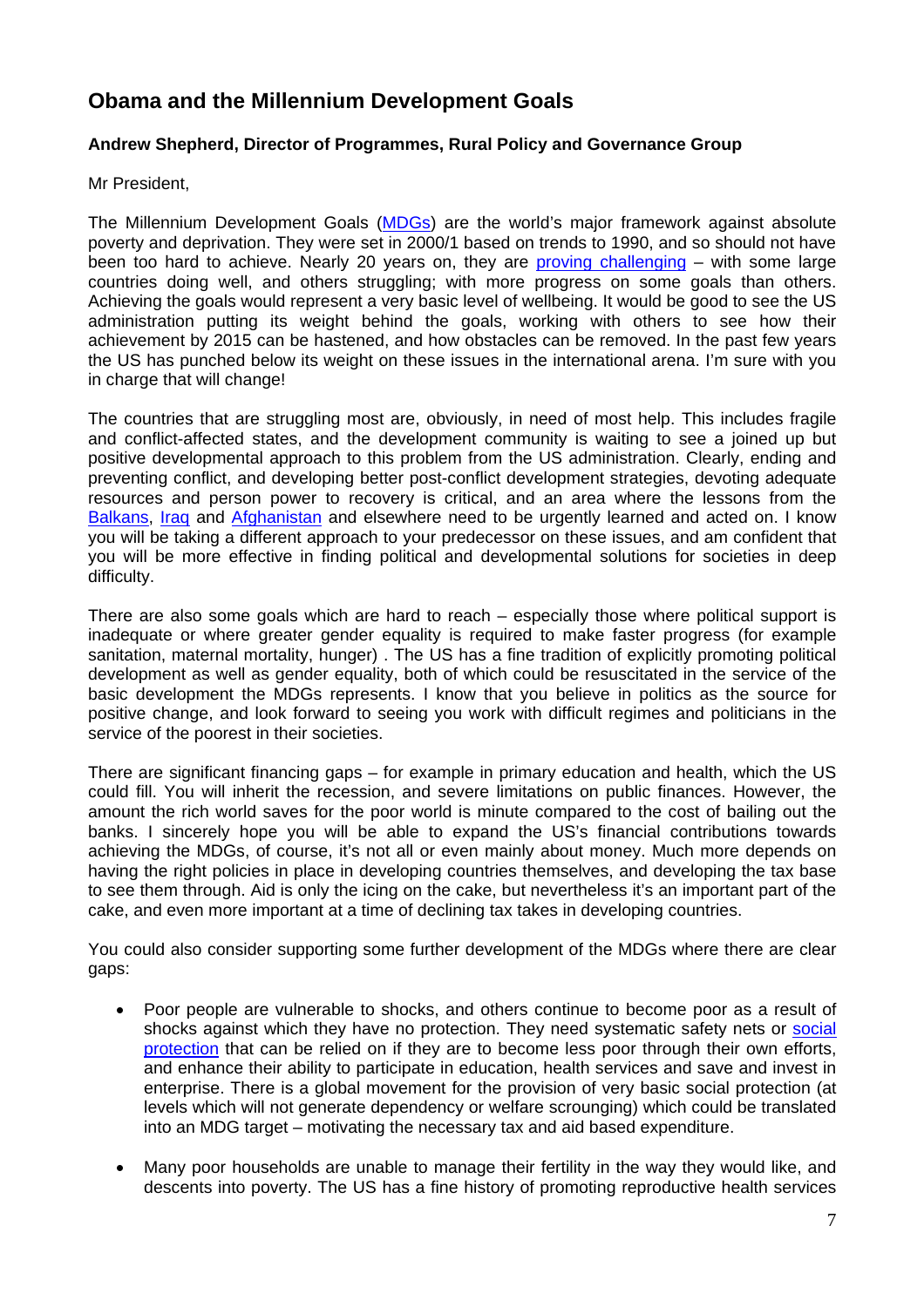## Obama and the Millennium Development Goals

**Andrew Shepherd, Director of Programmes, Rural Policy and Governance Group**

Mr President,

The Millennium Development Goals (MDGs) are the world's major framework against absolute poverty and deprivation. They were set in 2000/1 based on trends to 1990, and so should not have been too hard to achieve. Nearly 20 years on, they are proving challenging – with some large countries doing well, and others struggling; with more progress on some goals than others. Achieving the goals would represent a very basic level of wellbeing. It would be good to see the US administration putting its weight behind the goals, working with others to see how their achievement by 2015 can be hastened, and how obstacles can be removed. In the past few years the US has punched below its weight on these issues in the international arena. I'm sure with you in charge that will change!

The countries that are struggling most are, obviously, in need of most help. This includes fragile and conflict-affected states, and the development community is waiting to see a joined up but positive developmental approach to this problem from the US administration. Clearly, ending and preventing conflict, and developing better post-conflict development strategies, devoting adequate resources and person power to recovery is critical, and an area where the lessons from the Balkans, Iraq and Afghanistan and elsewhere need to be urgently learned and acted on. I know you will be taking a different approach to your predecessor on these issues, and am confident that you will be more effective in finding political and developmental solutions for societies in deep difficulty.

There are also some goals which are hard to reach – especially those where political support is inadequate or where greater gender equality is required to make faster progress (for example sanitation, maternal mortality, hunger) . The US has a fine tradition of explicitly promoting political development as well as gender equality, both of which could be resuscitated in the service of the basic development the MDGs represents. I know that you believe in politics as the source for positive change, and look forward to seeing you work with difficult regimes and politicians in the service of the poorest in their societies.

There are significant financing gaps – for example in primary education and health, which the US could fill. You will inherit the recession, and severe limitations on public finances. However, the amount the rich world saves for the poor world is minute compared to the cost of bailing out the banks. I sincerely hope you will be able to expand the US's financial contributions towards achieving the MDGs, of course, it's not all or even mainly about money. Much more depends on having the right policies in place in developing countries themselves, and developing the tax base to see them through. Aid is only the icing on the cake, but nevertheless it's an important part of the cake, and even more important at a time of declining tax takes in developing countries.

You could also consider supporting some further development of the MDGs where there are clear gaps:

- Poor people are vulnerable to shocks, and others continue to become poor as a result of shocks against which they have no protection. They need systematic safety nets or social protection that can be relied on if they are to become less poor through their own efforts, and enhance their ability to participate in education, health services and save and invest in enterprise. There is a global movement for the provision of very basic social protection (at levels which will not generate dependency or welfare scrounging) which could be translated into an MDG target – motivating the necessary tax and aid based expenditure.

- Many poor households are unable to manage their fertility in the way they would like, and descents into poverty. The US has a fine history of promoting reproductive health services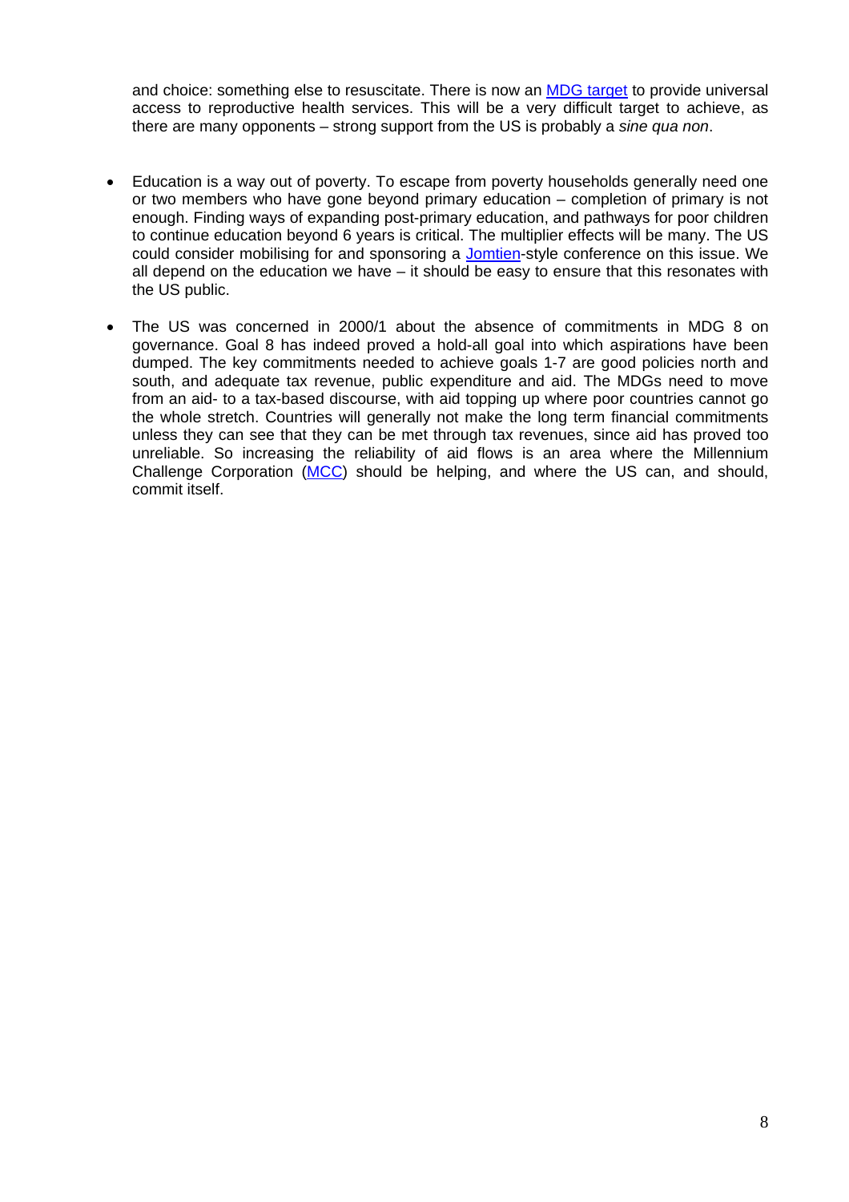and choice: something else to resuscitate. There is now an MDG target to provide universal access to reproductive health services. This will be a very difficult target to achieve, as there are many opponents – strong support from the US is probably a *sine qua non*.

- Education is a way out of poverty. To escape from poverty households generally need one or two members who have gone beyond primary education – completion of primary is not enough. Finding ways of expanding post-primary education, and pathways for poor children to continue education beyond 6 years is critical. The multiplier effects will be many. The US could consider mobilising for and sponsoring a Jomtien-style conference on this issue. We all depend on the education we have – it should be easy to ensure that this resonates with the US public.

- The US was concerned in 2000/1 about the absence of commitments in MDG 8 on governance. Goal 8 has indeed proved a hold-all goal into which aspirations have been dumped. The key commitments needed to achieve goals 1-7 are good policies north and south, and adequate tax revenue, public expenditure and aid. The MDGs need to move from an aid- to a tax-based discourse, with aid topping up where poor countries cannot go the whole stretch. Countries will generally not make the long term financial commitments unless they can see that they can be met through tax revenues, since aid has proved too unreliable. So increasing the reliability of aid flows is an area where the Millennium Challenge Corporation (MCC) should be helping, and where the US can, and should, commit itself.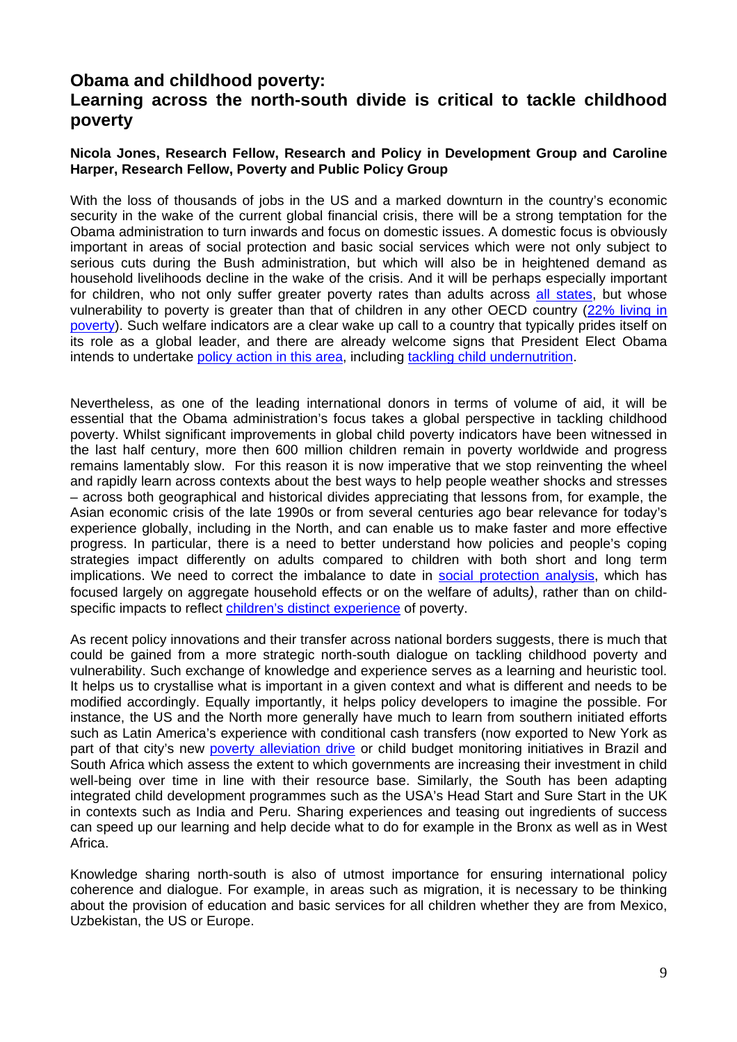## Obama and childhood poverty: Learning across the north-south divide is critical to tackle childhood poverty

**Nicola Jones, Research Fellow, Research and Policy in Development Group and Caroline Harper, Research Fellow, Poverty and Public Policy Group**

With the loss of thousands of jobs in the US and a marked downturn in the country's economic security in the wake of the current global financial crisis, there will be a strong temptation for the Obama administration to turn inwards and focus on domestic issues. A domestic focus is obviously important in areas of social protection and basic social services which were not only subject to serious cuts during the Bush administration, but which will also be in heightened demand as household livelihoods decline in the wake of the crisis. And it will be perhaps especially important for children, who not only suffer greater poverty rates than adults across all states, but whose vulnerability to poverty is greater than that of children in any other OECD country (22% living in poverty). Such welfare indicators are a clear wake up call to a country that typically prides itself on its role as a global leader, and there are already welcome signs that President Elect Obama intends to undertake policy action in this area, including tackling child undernutrition.

Nevertheless, as one of the leading international donors in terms of volume of aid, it will be essential that the Obama administration's focus takes a global perspective in tackling childhood poverty. Whilst significant improvements in global child poverty indicators have been witnessed in the last half century, more then 600 million children remain in poverty worldwide and progress remains lamentably slow. For this reason it is now imperative that we stop reinventing the wheel and rapidly learn across contexts about the best ways to help people weather shocks and stresses – across both geographical and historical divides appreciating that lessons from, for example, the Asian economic crisis of the late 1990s or from several centuries ago bear relevance for today's experience globally, including in the North, and can enable us to make faster and more effective progress. In particular, there is a need to better understand how policies and people's coping strategies impact differently on adults compared to children with both short and long term implications. We need to correct the imbalance to date in social protection analysis, which has focused largely on aggregate household effects or on the welfare of adults*)*, rather than on child-specific impacts to reflect children's distinct experience of poverty.

As recent policy innovations and their transfer across national borders suggests, there is much that could be gained from a more strategic north-south dialogue on tackling childhood poverty and vulnerability. Such exchange of knowledge and experience serves as a learning and heuristic tool. It helps us to crystallise what is important in a given context and what is different and needs to be modified accordingly. Equally importantly, it helps policy developers to imagine the possible. For instance, the US and the North more generally have much to learn from southern initiated efforts such as Latin America's experience with conditional cash transfers (now exported to New York as part of that city's new poverty alleviation drive or child budget monitoring initiatives in Brazil and South Africa which assess the extent to which governments are increasing their investment in child well-being over time in line with their resource base. Similarly, the South has been adapting integrated child development programmes such as the USA's Head Start and Sure Start in the UK in contexts such as India and Peru. Sharing experiences and teasing out ingredients of success can speed up our learning and help decide what to do for example in the Bronx as well as in West Africa.

Knowledge sharing north-south is also of utmost importance for ensuring international policy coherence and dialogue. For example, in areas such as migration, it is necessary to be thinking about the provision of education and basic services for all children whether they are from Mexico, Uzbekistan, the US or Europe.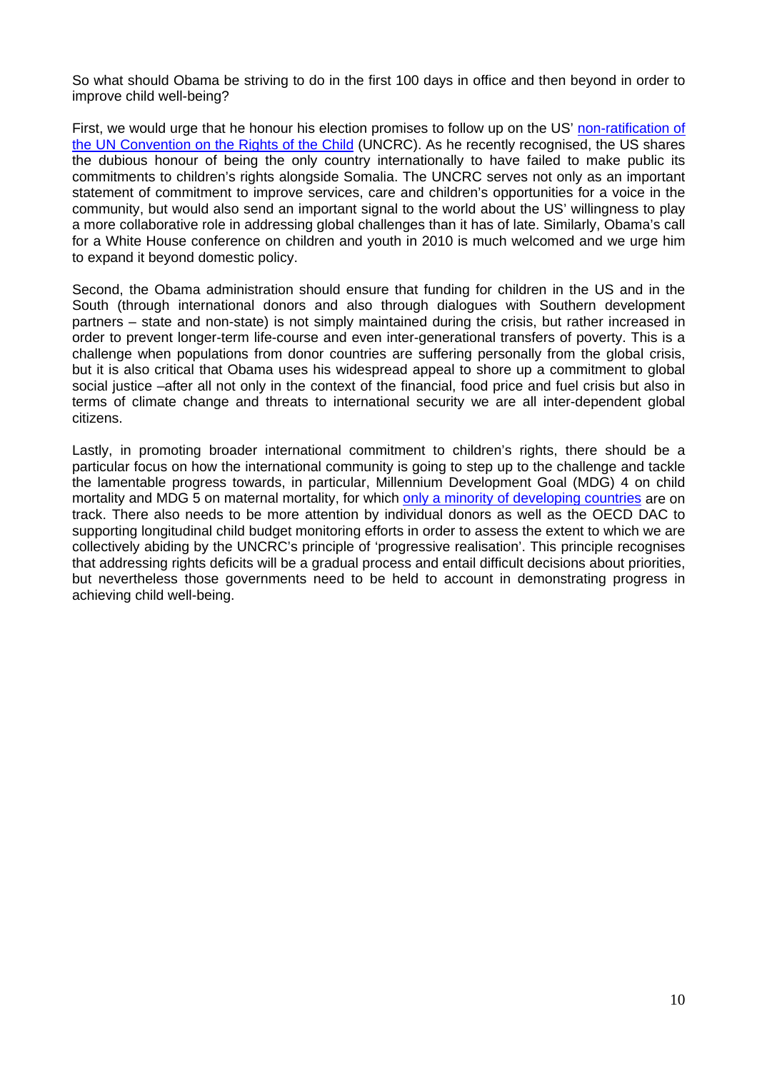So what should Obama be striving to do in the first 100 days in office and then beyond in order to improve child well-being?

First, we would urge that he honour his election promises to follow up on the US' non-ratification of the UN Convention on the Rights of the Child (UNCRC). As he recently recognised, the US shares the dubious honour of being the only country internationally to have failed to make public its commitments to children's rights alongside Somalia. The UNCRC serves not only as an important statement of commitment to improve services, care and children's opportunities for a voice in the community, but would also send an important signal to the world about the US' willingness to play a more collaborative role in addressing global challenges than it has of late. Similarly, Obama's call for a White House conference on children and youth in 2010 is much welcomed and we urge him to expand it beyond domestic policy.

Second, the Obama administration should ensure that funding for children in the US and in the South (through international donors and also through dialogues with Southern development partners – state and non-state) is not simply maintained during the crisis, but rather increased in order to prevent longer-term life-course and even inter-generational transfers of poverty. This is a challenge when populations from donor countries are suffering personally from the global crisis, but it is also critical that Obama uses his widespread appeal to shore up a commitment to global social justice –after all not only in the context of the financial, food price and fuel crisis but also in terms of climate change and threats to international security we are all inter-dependent global citizens.

Lastly, in promoting broader international commitment to children's rights, there should be a particular focus on how the international community is going to step up to the challenge and tackle the lamentable progress towards, in particular, Millennium Development Goal (MDG) 4 on child mortality and MDG 5 on maternal mortality, for which only a minority of developing countries are on track. There also needs to be more attention by individual donors as well as the OECD DAC to supporting longitudinal child budget monitoring efforts in order to assess the extent to which we are collectively abiding by the UNCRC's principle of 'progressive realisation'. This principle recognises that addressing rights deficits will be a gradual process and entail difficult decisions about priorities, but nevertheless those governments need to be held to account in demonstrating progress in achieving child well-being.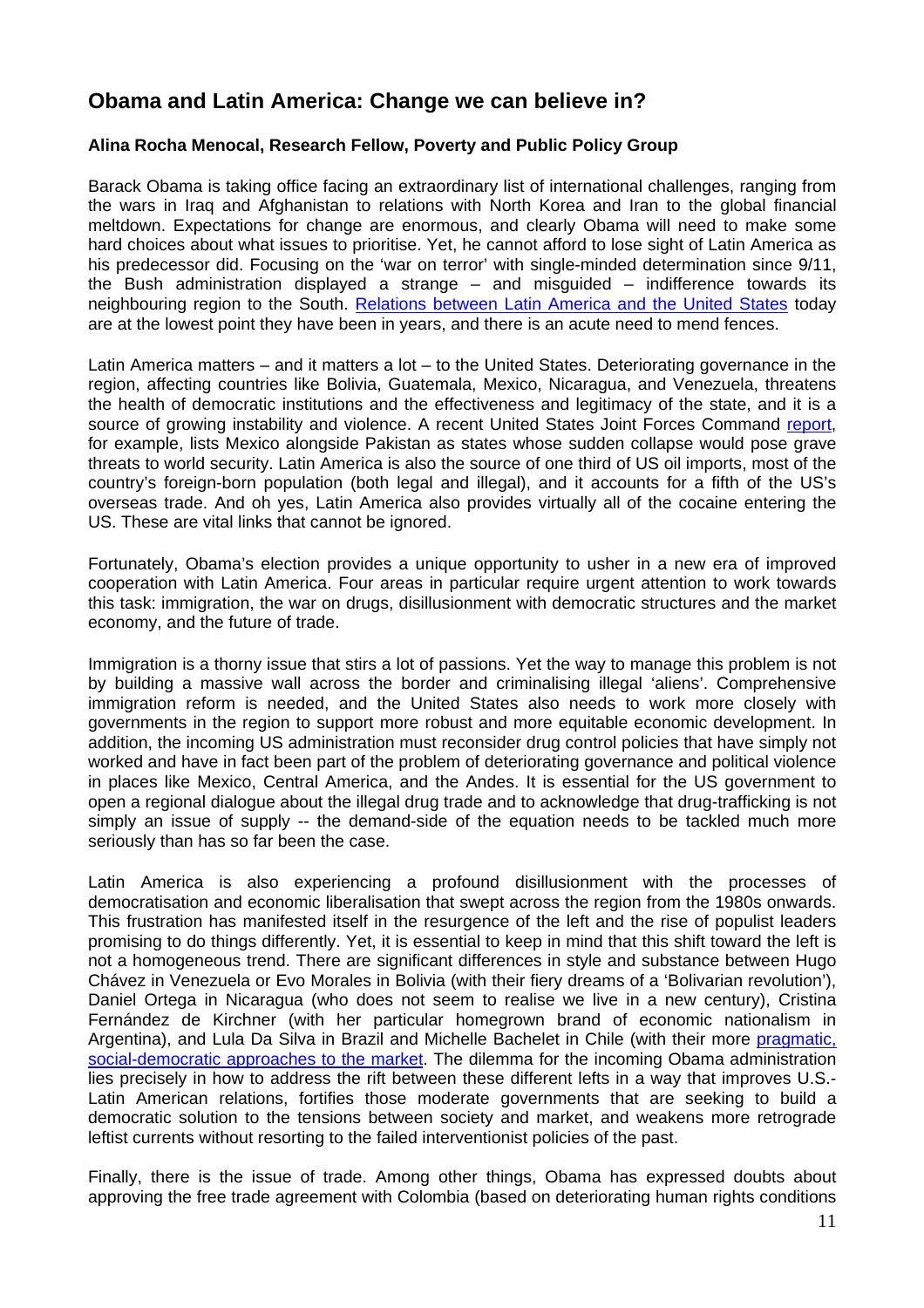## Obama and Latin America: Change we can believe in?

**Alina Rocha Menocal, Research Fellow, Poverty and Public Policy Group**

Barack Obama is taking office facing an extraordinary list of international challenges, ranging from the wars in Iraq and Afghanistan to relations with North Korea and Iran to the global financial meltdown. Expectations for change are enormous, and clearly Obama will need to make some hard choices about what issues to prioritise. Yet, he cannot afford to lose sight of Latin America as his predecessor did. Focusing on the 'war on terror' with single-minded determination since 9/11, the Bush administration displayed a strange – and misguided – indifference towards its neighbouring region to the South. Relations between Latin America and the United States today are at the lowest point they have been in years, and there is an acute need to mend fences.

Latin America matters – and it matters a lot – to the United States. Deteriorating governance in the region, affecting countries like Bolivia, Guatemala, Mexico, Nicaragua, and Venezuela, threatens the health of democratic institutions and the effectiveness and legitimacy of the state, and it is a source of growing instability and violence. A recent United States Joint Forces Command report, for example, lists Mexico alongside Pakistan as states whose sudden collapse would pose grave threats to world security. Latin America is also the source of one third of US oil imports, most of the country's foreign-born population (both legal and illegal), and it accounts for a fifth of the US's overseas trade. And oh yes, Latin America also provides virtually all of the cocaine entering the US. These are vital links that cannot be ignored.

Fortunately, Obama's election provides a unique opportunity to usher in a new era of improved cooperation with Latin America. Four areas in particular require urgent attention to work towards this task: immigration, the war on drugs, disillusionment with democratic structures and the market economy, and the future of trade.

Immigration is a thorny issue that stirs a lot of passions. Yet the way to manage this problem is not by building a massive wall across the border and criminalising illegal 'aliens'. Comprehensive immigration reform is needed, and the United States also needs to work more closely with governments in the region to support more robust and more equitable economic development. In addition, the incoming US administration must reconsider drug control policies that have simply not worked and have in fact been part of the problem of deteriorating governance and political violence in places like Mexico, Central America, and the Andes. It is essential for the US government to open a regional dialogue about the illegal drug trade and to acknowledge that drug-trafficking is not simply an issue of supply -- the demand-side of the equation needs to be tackled much more seriously than has so far been the case.

Latin America is also experiencing a profound disillusionment with the processes of democratisation and economic liberalisation that swept across the region from the 1980s onwards. This frustration has manifested itself in the resurgence of the left and the rise of populist leaders promising to do things differently. Yet, it is essential to keep in mind that this shift toward the left is not a homogeneous trend. There are significant differences in style and substance between Hugo Chávez in Venezuela or Evo Morales in Bolivia (with their fiery dreams of a 'Bolivarian revolution'), Daniel Ortega in Nicaragua (who does not seem to realise we live in a new century), Cristina Fernández de Kirchner (with her particular homegrown brand of economic nationalism in Argentina), and Lula Da Silva in Brazil and Michelle Bachelet in Chile (with their more pragmatic, social-democratic approaches to the market. The dilemma for the incoming Obama administration lies precisely in how to address the rift between these different lefts in a way that improves U.S.-Latin American relations, fortifies those moderate governments that are seeking to build a democratic solution to the tensions between society and market, and weakens more retrograde leftist currents without resorting to the failed interventionist policies of the past.

Finally, there is the issue of trade. Among other things, Obama has expressed doubts about approving the free trade agreement with Colombia (based on deteriorating human rights conditions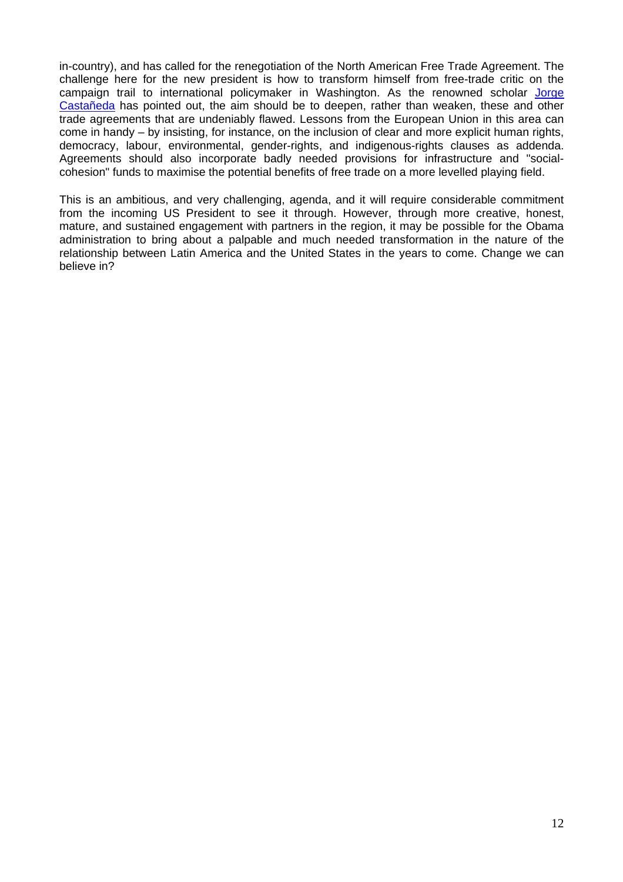in-country), and has called for the renegotiation of the North American Free Trade Agreement. The challenge here for the new president is how to transform himself from free-trade critic on the campaign trail to international policymaker in Washington. As the renowned scholar Jorge Castañeda has pointed out, the aim should be to deepen, rather than weaken, these and other trade agreements that are undeniably flawed. Lessons from the European Union in this area can come in handy – by insisting, for instance, on the inclusion of clear and more explicit human rights, democracy, labour, environmental, gender-rights, and indigenous-rights clauses as addenda. Agreements should also incorporate badly needed provisions for infrastructure and "social-cohesion" funds to maximise the potential benefits of free trade on a more levelled playing field.

This is an ambitious, and very challenging, agenda, and it will require considerable commitment from the incoming US President to see it through. However, through more creative, honest, mature, and sustained engagement with partners in the region, it may be possible for the Obama administration to bring about a palpable and much needed transformation in the nature of the relationship between Latin America and the United States in the years to come. Change we can believe in?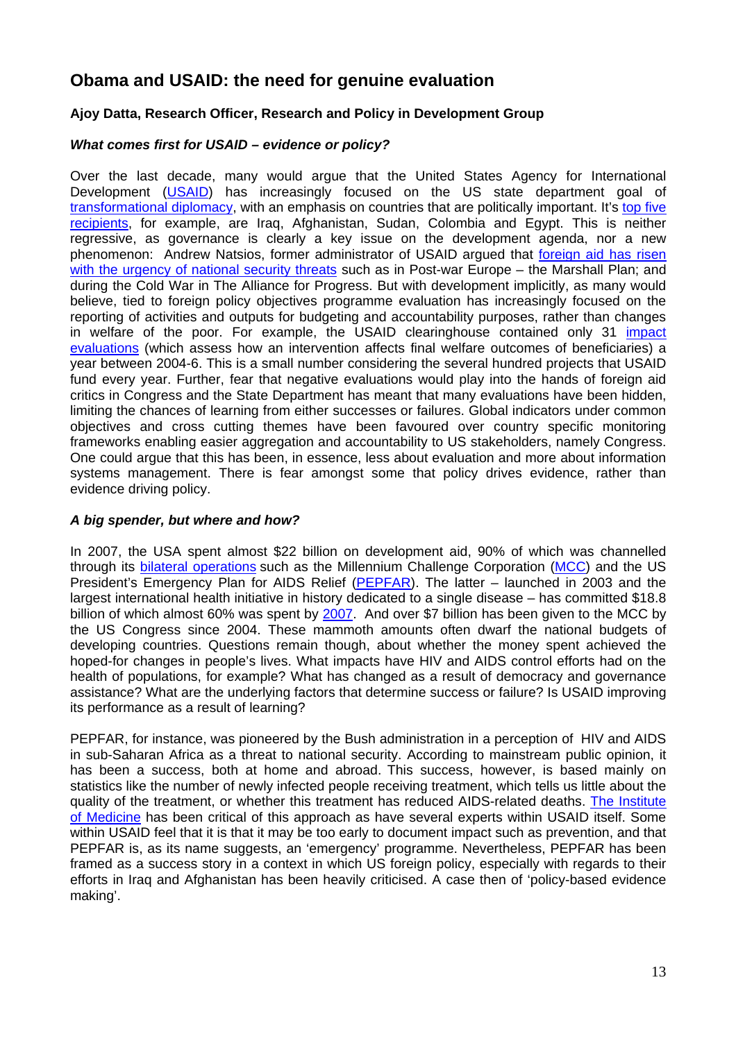## Obama and USAID: the need for genuine evaluation

**Ajoy Datta, Research Officer, Research and Policy in Development Group**

***What comes first for USAID – evidence or policy?***

Over the last decade, many would argue that the United States Agency for International Development (USAID) has increasingly focused on the US state department goal of transformational diplomacy, with an emphasis on countries that are politically important. It's top five recipients, for example, are Iraq, Afghanistan, Sudan, Colombia and Egypt. This is neither regressive, as governance is clearly a key issue on the development agenda, nor a new phenomenon: Andrew Natsios, former administrator of USAID argued that foreign aid has risen with the urgency of national security threats such as in Post-war Europe – the Marshall Plan; and during the Cold War in The Alliance for Progress. But with development implicitly, as many would believe, tied to foreign policy objectives programme evaluation has increasingly focused on the reporting of activities and outputs for budgeting and accountability purposes, rather than changes in welfare of the poor. For example, the USAID clearinghouse contained only 31 impact evaluations (which assess how an intervention affects final welfare outcomes of beneficiaries) a year between 2004-6. This is a small number considering the several hundred projects that USAID fund every year. Further, fear that negative evaluations would play into the hands of foreign aid critics in Congress and the State Department has meant that many evaluations have been hidden, limiting the chances of learning from either successes or failures. Global indicators under common objectives and cross cutting themes have been favoured over country specific monitoring frameworks enabling easier aggregation and accountability to US stakeholders, namely Congress. One could argue that this has been, in essence, less about evaluation and more about information systems management. There is fear amongst some that policy drives evidence, rather than evidence driving policy.

***A big spender, but where and how?***

In 2007, the USA spent almost $22 billion on development aid, 90% of which was channelled through its bilateral operations such as the Millennium Challenge Corporation (MCC) and the US President's Emergency Plan for AIDS Relief (PEPFAR). The latter – launched in 2003 and the largest international health initiative in history dedicated to a single disease – has committed $18.8 billion of which almost 60% was spent by 2007. And over $7 billion has been given to the MCC by the US Congress since 2004. These mammoth amounts often dwarf the national budgets of developing countries. Questions remain though, about whether the money spent achieved the hoped-for changes in people's lives. What impacts have HIV and AIDS control efforts had on the health of populations, for example? What has changed as a result of democracy and governance assistance? What are the underlying factors that determine success or failure? Is USAID improving its performance as a result of learning?

PEPFAR, for instance, was pioneered by the Bush administration in a perception of HIV and AIDS in sub-Saharan Africa as a threat to national security. According to mainstream public opinion, it has been a success, both at home and abroad. This success, however, is based mainly on statistics like the number of newly infected people receiving treatment, which tells us little about the quality of the treatment, or whether this treatment has reduced AIDS-related deaths. The Institute of Medicine has been critical of this approach as have several experts within USAID itself. Some within USAID feel that it is that it may be too early to document impact such as prevention, and that PEPFAR is, as its name suggests, an 'emergency' programme. Nevertheless, PEPFAR has been framed as a success story in a context in which US foreign policy, especially with regards to their efforts in Iraq and Afghanistan has been heavily criticised. A case then of 'policy-based evidence making'.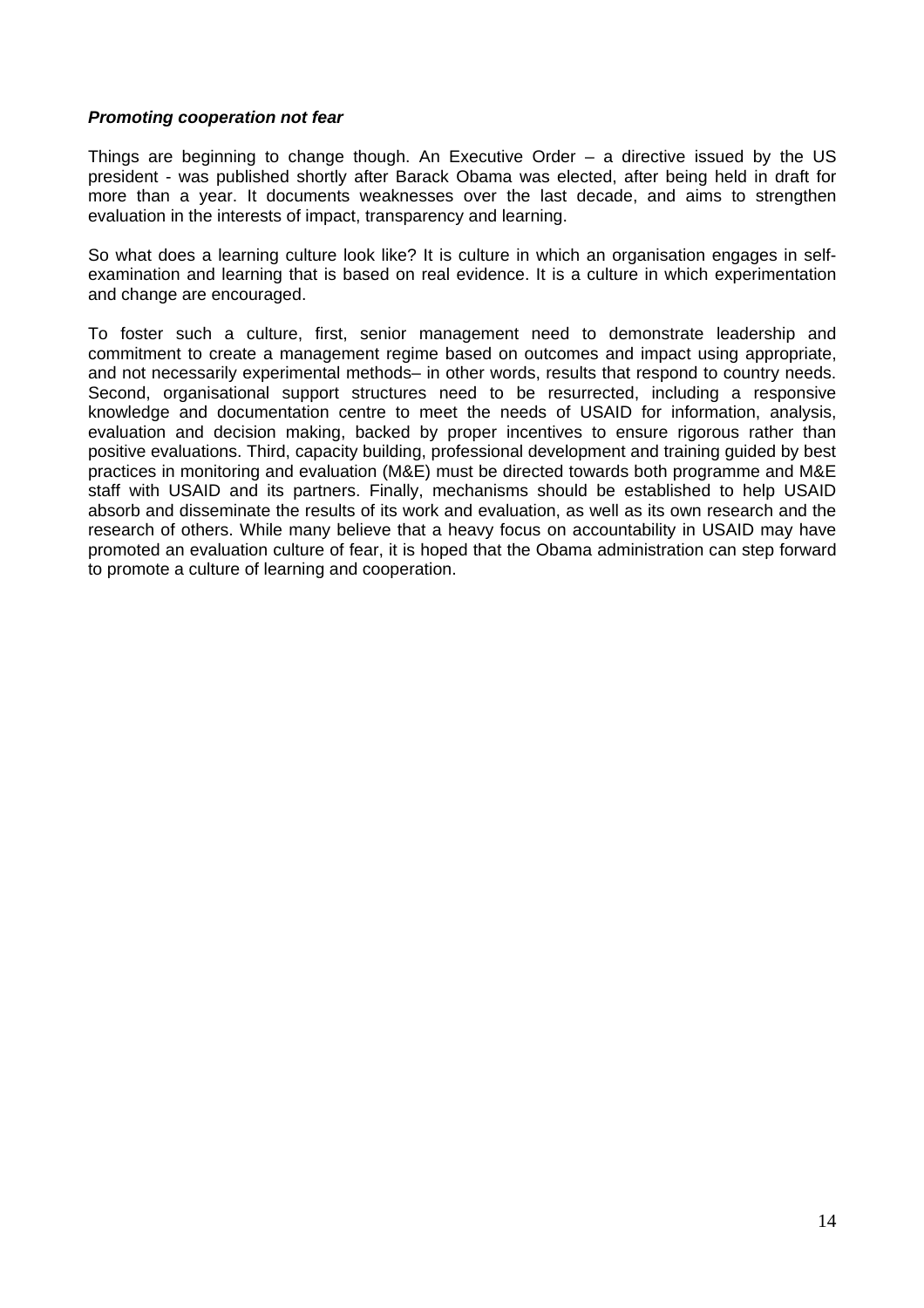***Promoting cooperation not fear***

Things are beginning to change though. An Executive Order – a directive issued by the US president - was published shortly after Barack Obama was elected, after being held in draft for more than a year. It documents weaknesses over the last decade, and aims to strengthen evaluation in the interests of impact, transparency and learning.

So what does a learning culture look like? It is culture in which an organisation engages in self-examination and learning that is based on real evidence. It is a culture in which experimentation and change are encouraged.

To foster such a culture, first, senior management need to demonstrate leadership and commitment to create a management regime based on outcomes and impact using appropriate, and not necessarily experimental methods– in other words, results that respond to country needs. Second, organisational support structures need to be resurrected, including a responsive knowledge and documentation centre to meet the needs of USAID for information, analysis, evaluation and decision making, backed by proper incentives to ensure rigorous rather than positive evaluations. Third, capacity building, professional development and training guided by best practices in monitoring and evaluation (M&E) must be directed towards both programme and M&E staff with USAID and its partners. Finally, mechanisms should be established to help USAID absorb and disseminate the results of its work and evaluation, as well as its own research and the research of others. While many believe that a heavy focus on accountability in USAID may have promoted an evaluation culture of fear, it is hoped that the Obama administration can step forward to promote a culture of learning and cooperation.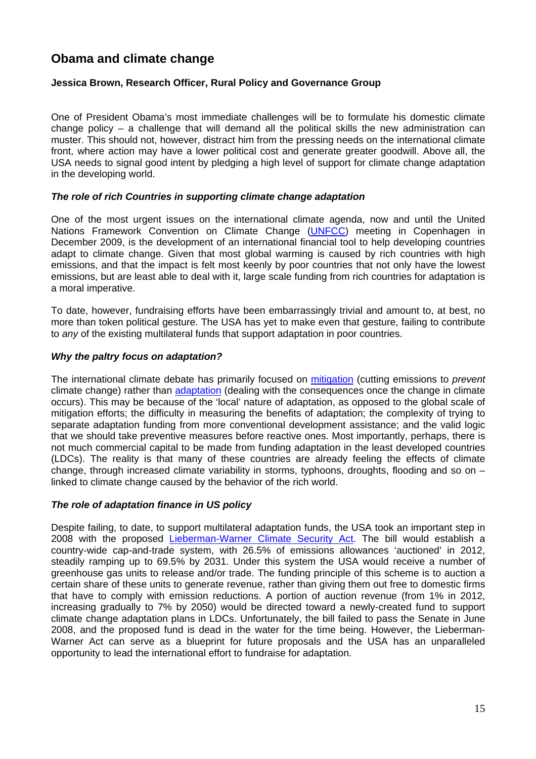## Obama and climate change

**Jessica Brown, Research Officer, Rural Policy and Governance Group**

One of President Obama's most immediate challenges will be to formulate his domestic climate change policy – a challenge that will demand all the political skills the new administration can muster. This should not, however, distract him from the pressing needs on the international climate front, where action may have a lower political cost and generate greater goodwill. Above all, the USA needs to signal good intent by pledging a high level of support for climate change adaptation in the developing world.

### *The role of rich Countries in supporting climate change adaptation*

One of the most urgent issues on the international climate agenda, now and until the United Nations Framework Convention on Climate Change (UNFCC) meeting in Copenhagen in December 2009, is the development of an international financial tool to help developing countries adapt to climate change. Given that most global warming is caused by rich countries with high emissions, and that the impact is felt most keenly by poor countries that not only have the lowest emissions, but are least able to deal with it, large scale funding from rich countries for adaptation is a moral imperative.

To date, however, fundraising efforts have been embarrassingly trivial and amount to, at best, no more than token political gesture. The USA has yet to make even that gesture, failing to contribute to *any* of the existing multilateral funds that support adaptation in poor countries.

### *Why the paltry focus on adaptation?*

The international climate debate has primarily focused on mitigation (cutting emissions to *prevent* climate change) rather than adaptation (dealing with the consequences once the change in climate occurs). This may be because of the 'local' nature of adaptation, as opposed to the global scale of mitigation efforts; the difficulty in measuring the benefits of adaptation; the complexity of trying to separate adaptation funding from more conventional development assistance; and the valid logic that we should take preventive measures before reactive ones. Most importantly, perhaps, there is not much commercial capital to be made from funding adaptation in the least developed countries (LDCs). The reality is that many of these countries are already feeling the effects of climate change, through increased climate variability in storms, typhoons, droughts, flooding and so on – linked to climate change caused by the behavior of the rich world.

### *The role of adaptation finance in US policy*

Despite failing, to date, to support multilateral adaptation funds, the USA took an important step in 2008 with the proposed Lieberman-Warner Climate Security Act. The bill would establish a country-wide cap-and-trade system, with 26.5% of emissions allowances 'auctioned' in 2012, steadily ramping up to 69.5% by 2031. Under this system the USA would receive a number of greenhouse gas units to release and/or trade. The funding principle of this scheme is to auction a certain share of these units to generate revenue, rather than giving them out free to domestic firms that have to comply with emission reductions. A portion of auction revenue (from 1% in 2012, increasing gradually to 7% by 2050) would be directed toward a newly-created fund to support climate change adaptation plans in LDCs. Unfortunately, the bill failed to pass the Senate in June 2008, and the proposed fund is dead in the water for the time being. However, the Lieberman-Warner Act can serve as a blueprint for future proposals and the USA has an unparalleled opportunity to lead the international effort to fundraise for adaptation.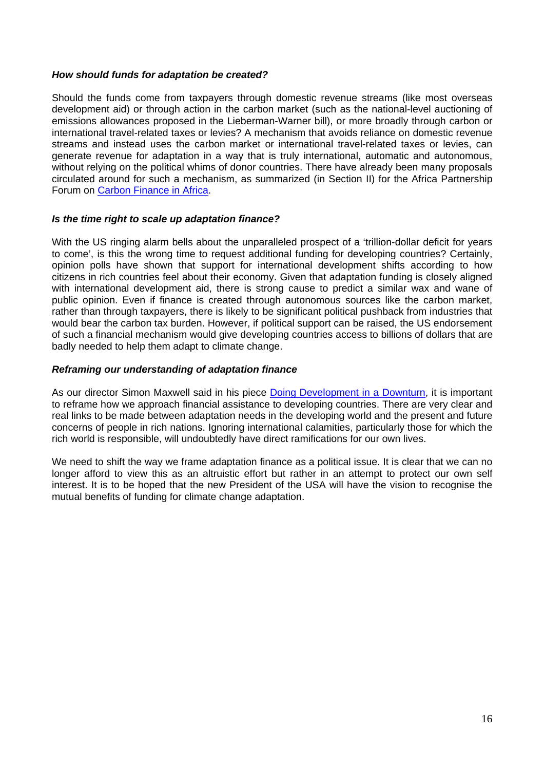***How should funds for adaptation be created?***

Should the funds come from taxpayers through domestic revenue streams (like most overseas development aid) or through action in the carbon market (such as the national-level auctioning of emissions allowances proposed in the Lieberman-Warner bill), or more broadly through carbon or international travel-related taxes or levies? A mechanism that avoids reliance on domestic revenue streams and instead uses the carbon market or international travel-related taxes or levies, can generate revenue for adaptation in a way that is truly international, automatic and autonomous, without relying on the political whims of donor countries. There have already been many proposals circulated around for such a mechanism, as summarized (in Section II) for the Africa Partnership Forum on [Carbon Finance in Africa](Carbon Finance in Africa).

***Is the time right to scale up adaptation finance?***

With the US ringing alarm bells about the unparalleled prospect of a 'trillion-dollar deficit for years to come', is this the wrong time to request additional funding for developing countries? Certainly, opinion polls have shown that support for international development shifts according to how citizens in rich countries feel about their economy. Given that adaptation funding is closely aligned with international development aid, there is strong cause to predict a similar wax and wane of public opinion. Even if finance is created through autonomous sources like the carbon market, rather than through taxpayers, there is likely to be significant political pushback from industries that would bear the carbon tax burden. However, if political support can be raised, the US endorsement of such a financial mechanism would give developing countries access to billions of dollars that are badly needed to help them adapt to climate change.

***Reframing our understanding of adaptation finance***

As our director Simon Maxwell said in his piece Doing Development in a Downturn, it is important to reframe how we approach financial assistance to developing countries. There are very clear and real links to be made between adaptation needs in the developing world and the present and future concerns of people in rich nations. Ignoring international calamities, particularly those for which the rich world is responsible, will undoubtedly have direct ramifications for our own lives.

We need to shift the way we frame adaptation finance as a political issue. It is clear that we can no longer afford to view this as an altruistic effort but rather in an attempt to protect our own self interest. It is to be hoped that the new President of the USA will have the vision to recognise the mutual benefits of funding for climate change adaptation.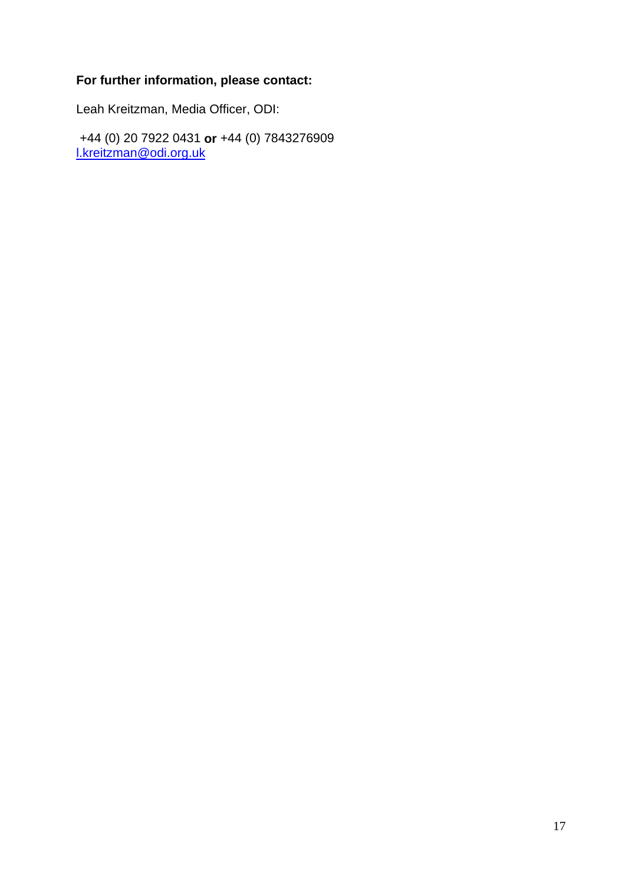**For further information, please contact:**

Leah Kreitzman, Media Officer, ODI:

+44 (0) 20 7922 0431 **or** +44 (0) 7843276909
l.kreitzman@odi.org.uk